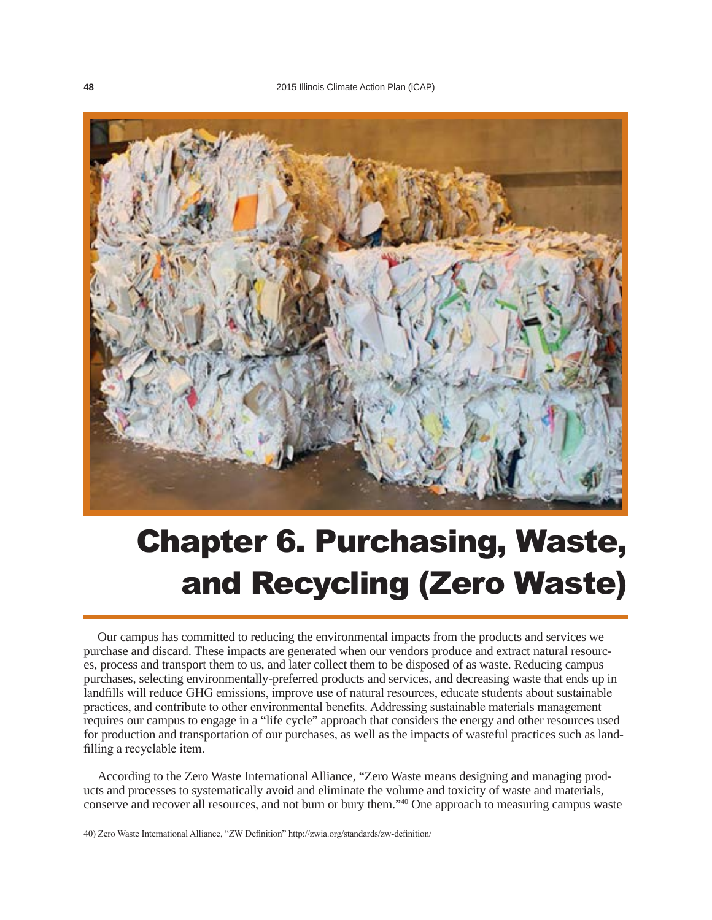# Chapter 6. Purchasing, Waste, and Recycling (Zero Waste)

Our campus has committed to reducing the environmental impacts from the products and services we purchase and discard. These impacts are generated when our vendors produce and extract natural resources, process and transport them to us, and later collect them to be disposed of as waste. Reducing campus purchases, selecting environmentally-preferred products and services, and decreasing waste that ends up in landfills will reduce GHG emissions, improve use of natural resources, educate students about sustainable practices, and contribute to other environmental benefits. Addressing sustainable materials management requires our campus to engage in a "life cycle" approach that considers the energy and other resources used for production and transportation of our purchases, as well as the impacts of wasteful practices such as landfilling a recyclable item.

According to the Zero Waste International Alliance, "Zero Waste means designing and managing products and processes to systematically avoid and eliminate the volume and toxicity of waste and materials, conserve and recover all resources, and not burn or bury them."[40] One approach to measuring campus waste

40) Zero Waste International Alliance, "ZW Definition" http://zwia.org/standards/zw-definition/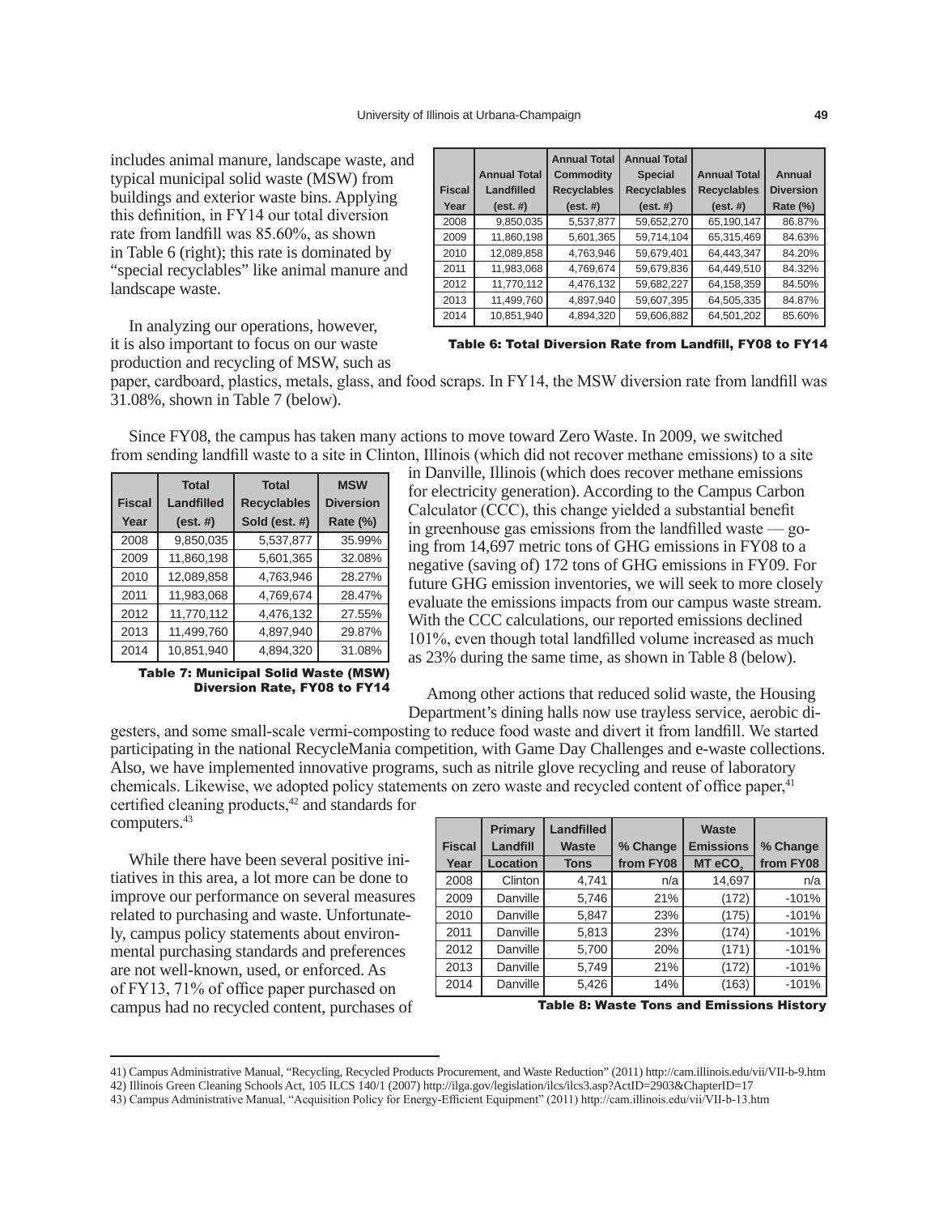includes animal manure, landscape waste, and typical municipal solid waste (MSW) from buildings and exterior waste bins. Applying this definition, in FY14 our total diversion rate from landfill was 85.60%, as shown in Table 6 (right); this rate is dominated by "special recyclables" like animal manure and landscape waste.

| Fiscal Year | Annual Total Landfilled (est. #) | Annual Total Commodity Recyclables (est. #) | Annual Total Special Recyclables (est. #) | Annual Total Recyclables (est. #) | Annual Diversion Rate (%) |
|---|---|---|---|---|---|
| 2008 | 9,850,035 | 5,537,877 | 59,652,270 | 65,190,147 | 86.87% |
| 2009 | 11,860,198 | 5,601,365 | 59,714,104 | 65,315,469 | 84.63% |
| 2010 | 12,089,858 | 4,763,946 | 59,679,401 | 64,443,347 | 84.20% |
| 2011 | 11,983,068 | 4,769,674 | 59,679,836 | 64,449,510 | 84.32% |
| 2012 | 11,770,112 | 4,476,132 | 59,682,227 | 64,158,359 | 84.50% |
| 2013 | 11,499,760 | 4,897,940 | 59,607,395 | 64,505,335 | 84.87% |
| 2014 | 10,851,940 | 4,894,320 | 59,606,882 | 64,501,202 | 85.60% |

**Table 6: Total Diversion Rate from Landfill, FY08 to FY14**

In analyzing our operations, however, it is also important to focus on our waste production and recycling of MSW, such as paper, cardboard, plastics, metals, glass, and food scraps. In FY14, the MSW diversion rate from landfill was 31.08%, shown in Table 7 (below).

Since FY08, the campus has taken many actions to move toward Zero Waste. In 2009, we switched from sending landfill waste to a site in Clinton, Illinois (which did not recover methane emissions) to a site in Danville, Illinois (which does recover methane emissions for electricity generation). According to the Campus Carbon Calculator (CCC), this change yielded a substantial benefit in greenhouse gas emissions from the landfilled waste — going from 14,697 metric tons of GHG emissions in FY08 to a negative (saving of) 172 tons of GHG emissions in FY09. For future GHG emission inventories, we will seek to more closely evaluate the emissions impacts from our campus waste stream. With the CCC calculations, our reported emissions declined 101%, even though total landfilled volume increased as much as 23% during the same time, as shown in Table 8 (below).

| Fiscal Year | Total Landfilled (est. #) | Total Recyclables Sold (est. #) | MSW Diversion Rate (%) |
|---|---|---|---|
| 2008 | 9,850,035 | 5,537,877 | 35.99% |
| 2009 | 11,860,198 | 5,601,365 | 32.08% |
| 2010 | 12,089,858 | 4,763,946 | 28.27% |
| 2011 | 11,983,068 | 4,769,674 | 28.47% |
| 2012 | 11,770,112 | 4,476,132 | 27.55% |
| 2013 | 11,499,760 | 4,897,940 | 29.87% |
| 2014 | 10,851,940 | 4,894,320 | 31.08% |

**Table 7: Municipal Solid Waste (MSW) Diversion Rate, FY08 to FY14**

Among other actions that reduced solid waste, the Housing Department's dining halls now use trayless service, aerobic digesters, and some small-scale vermi-composting to reduce food waste and divert it from landfill. We started participating in the national RecycleMania competition, with Game Day Challenges and e-waste collections. Also, we have implemented innovative programs, such as nitrile glove recycling and reuse of laboratory chemicals. Likewise, we adopted policy statements on zero waste and recycled content of office paper,[41] certified cleaning products,[42] and standards for computers.[43]

| Fiscal Year | Primary Landfill Location | Landfilled Waste Tons | % Change from FY08 | Waste Emissions MT $eCO_2$ | % Change from FY08 |
|---|---|---|---|---|---|
| 2008 | Clinton | 4,741 | n/a | 14,697 | n/a |
| 2009 | Danville | 5,746 | 21% | (172) | -101% |
| 2010 | Danville | 5,847 | 23% | (175) | -101% |
| 2011 | Danville | 5,813 | 23% | (174) | -101% |
| 2012 | Danville | 5,700 | 20% | (171) | -101% |
| 2013 | Danville | 5,749 | 21% | (172) | -101% |
| 2014 | Danville | 5,426 | 14% | (163) | -101% |

**Table 8: Waste Tons and Emissions History**

While there have been several positive initiatives in this area, a lot more can be done to improve our performance on several measures related to purchasing and waste. Unfortunately, campus policy statements about environmental purchasing standards and preferences are not well-known, used, or enforced. As of FY13, 71% of office paper purchased on campus had no recycled content, purchases of

41) Campus Administrative Manual, "Recycling, Recycled Products Procurement, and Waste Reduction" (2011) http://cam.illinois.edu/vii/VII-b-9.htm

42) Illinois Green Cleaning Schools Act, 105 ILCS 140/1 (2007) http://ilga.gov/legislation/ilcs/ilcs3.asp?ActID=2903&ChapterID=17

43) Campus Administrative Manual, "Acquisition Policy for Energy-Efficient Equipment" (2011) http://cam.illinois.edu/vii/VII-b-13.htm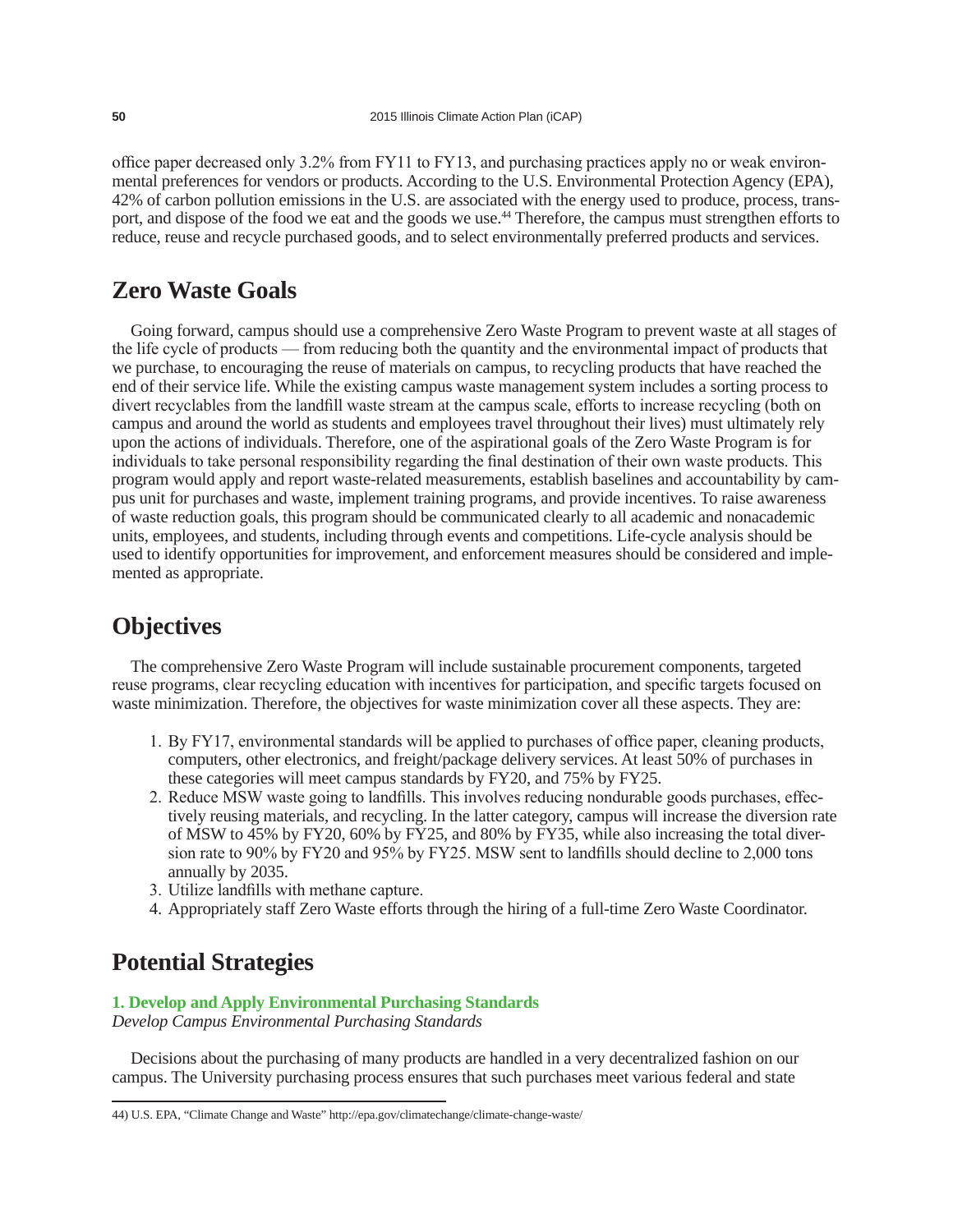office paper decreased only 3.2% from FY11 to FY13, and purchasing practices apply no or weak environmental preferences for vendors or products. According to the U.S. Environmental Protection Agency (EPA), 42% of carbon pollution emissions in the U.S. are associated with the energy used to produce, process, transport, and dispose of the food we eat and the goods we use.[44] Therefore, the campus must strengthen efforts to reduce, reuse and recycle purchased goods, and to select environmentally preferred products and services.

## Zero Waste Goals

Going forward, campus should use a comprehensive Zero Waste Program to prevent waste at all stages of the life cycle of products — from reducing both the quantity and the environmental impact of products that we purchase, to encouraging the reuse of materials on campus, to recycling products that have reached the end of their service life. While the existing campus waste management system includes a sorting process to divert recyclables from the landfill waste stream at the campus scale, efforts to increase recycling (both on campus and around the world as students and employees travel throughout their lives) must ultimately rely upon the actions of individuals. Therefore, one of the aspirational goals of the Zero Waste Program is for individuals to take personal responsibility regarding the final destination of their own waste products. This program would apply and report waste-related measurements, establish baselines and accountability by campus unit for purchases and waste, implement training programs, and provide incentives. To raise awareness of waste reduction goals, this program should be communicated clearly to all academic and nonacademic units, employees, and students, including through events and competitions. Life-cycle analysis should be used to identify opportunities for improvement, and enforcement measures should be considered and implemented as appropriate.

## Objectives

The comprehensive Zero Waste Program will include sustainable procurement components, targeted reuse programs, clear recycling education with incentives for participation, and specific targets focused on waste minimization. Therefore, the objectives for waste minimization cover all these aspects. They are:

1. By FY17, environmental standards will be applied to purchases of office paper, cleaning products, computers, other electronics, and freight/package delivery services. At least 50% of purchases in these categories will meet campus standards by FY20, and 75% by FY25.
2. Reduce MSW waste going to landfills. This involves reducing nondurable goods purchases, effectively reusing materials, and recycling. In the latter category, campus will increase the diversion rate of MSW to 45% by FY20, 60% by FY25, and 80% by FY35, while also increasing the total diversion rate to 90% by FY20 and 95% by FY25. MSW sent to landfills should decline to 2,000 tons annually by 2035.
3. Utilize landfills with methane capture.
4. Appropriately staff Zero Waste efforts through the hiring of a full-time Zero Waste Coordinator.

## Potential Strategies

### 1. Develop and Apply Environmental Purchasing Standards

*Develop Campus Environmental Purchasing Standards*

Decisions about the purchasing of many products are handled in a very decentralized fashion on our campus. The University purchasing process ensures that such purchases meet various federal and state

44) U.S. EPA, "Climate Change and Waste" http://epa.gov/climatechange/climate-change-waste/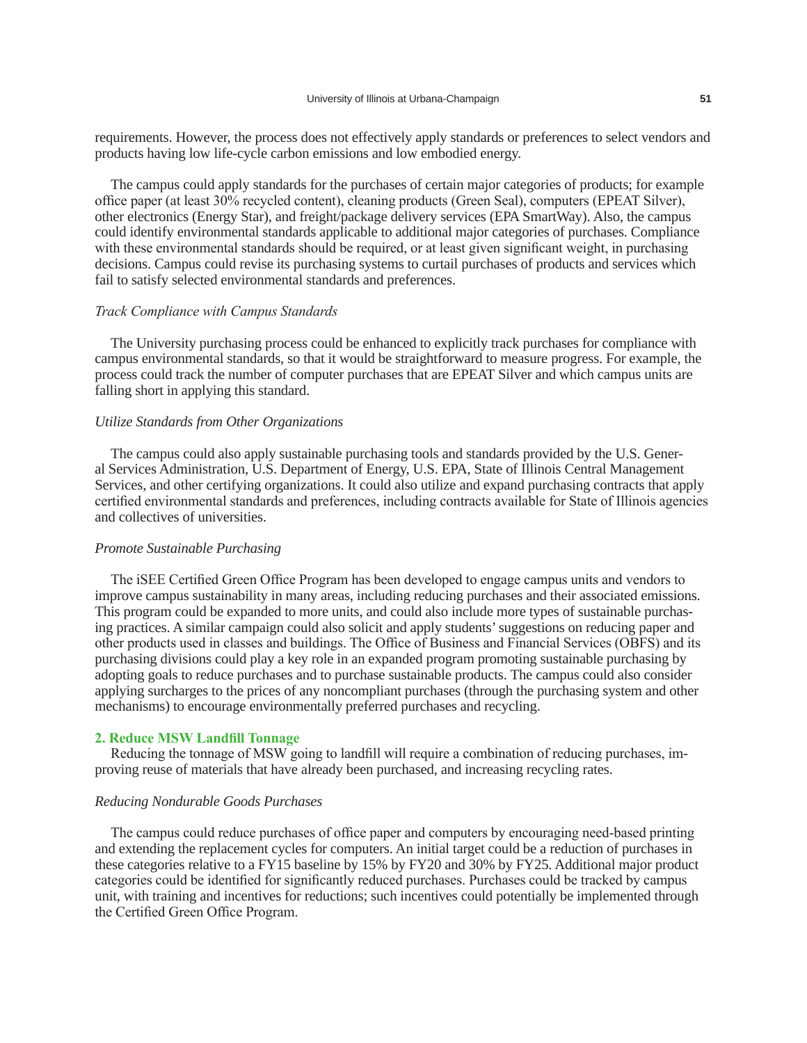requirements. However, the process does not effectively apply standards or preferences to select vendors and products having low life-cycle carbon emissions and low embodied energy.

The campus could apply standards for the purchases of certain major categories of products; for example office paper (at least 30% recycled content), cleaning products (Green Seal), computers (EPEAT Silver), other electronics (Energy Star), and freight/package delivery services (EPA SmartWay). Also, the campus could identify environmental standards applicable to additional major categories of purchases. Compliance with these environmental standards should be required, or at least given significant weight, in purchasing decisions. Campus could revise its purchasing systems to curtail purchases of products and services which fail to satisfy selected environmental standards and preferences.

*Track Compliance with Campus Standards*

The University purchasing process could be enhanced to explicitly track purchases for compliance with campus environmental standards, so that it would be straightforward to measure progress. For example, the process could track the number of computer purchases that are EPEAT Silver and which campus units are falling short in applying this standard.

*Utilize Standards from Other Organizations*

The campus could also apply sustainable purchasing tools and standards provided by the U.S. General Services Administration, U.S. Department of Energy, U.S. EPA, State of Illinois Central Management Services, and other certifying organizations. It could also utilize and expand purchasing contracts that apply certified environmental standards and preferences, including contracts available for State of Illinois agencies and collectives of universities.

*Promote Sustainable Purchasing*

The iSEE Certified Green Office Program has been developed to engage campus units and vendors to improve campus sustainability in many areas, including reducing purchases and their associated emissions. This program could be expanded to more units, and could also include more types of sustainable purchasing practices. A similar campaign could also solicit and apply students' suggestions on reducing paper and other products used in classes and buildings. The Office of Business and Financial Services (OBFS) and its purchasing divisions could play a key role in an expanded program promoting sustainable purchasing by adopting goals to reduce purchases and to purchase sustainable products. The campus could also consider applying surcharges to the prices of any noncompliant purchases (through the purchasing system and other mechanisms) to encourage environmentally preferred purchases and recycling.

**2. Reduce MSW Landfill Tonnage**

Reducing the tonnage of MSW going to landfill will require a combination of reducing purchases, improving reuse of materials that have already been purchased, and increasing recycling rates.

*Reducing Nondurable Goods Purchases*

The campus could reduce purchases of office paper and computers by encouraging need-based printing and extending the replacement cycles for computers. An initial target could be a reduction of purchases in these categories relative to a FY15 baseline by 15% by FY20 and 30% by FY25. Additional major product categories could be identified for significantly reduced purchases. Purchases could be tracked by campus unit, with training and incentives for reductions; such incentives could potentially be implemented through the Certified Green Office Program.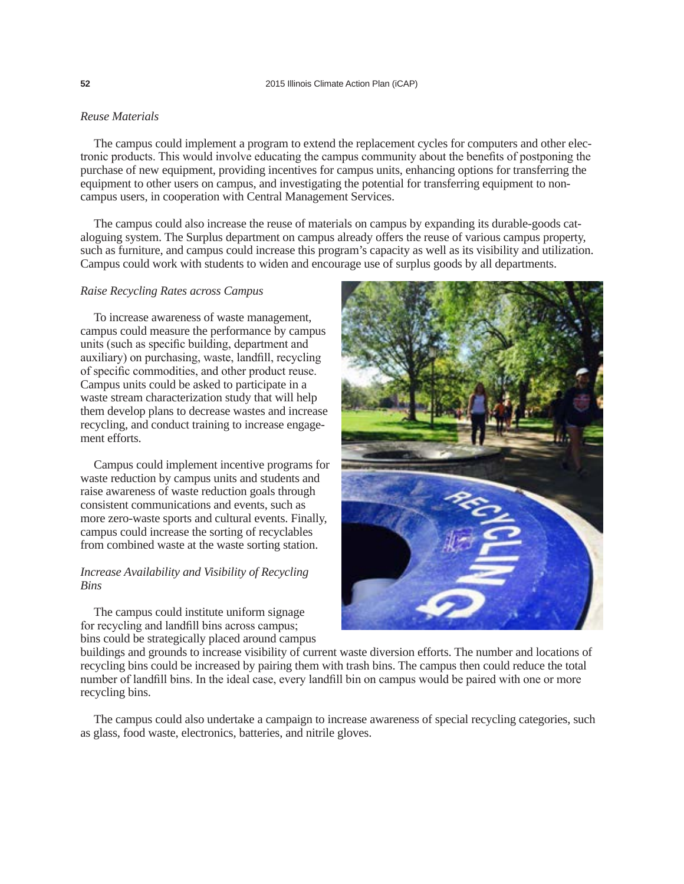*Reuse Materials*

The campus could implement a program to extend the replacement cycles for computers and other electronic products. This would involve educating the campus community about the benefits of postponing the purchase of new equipment, providing incentives for campus units, enhancing options for transferring the equipment to other users on campus, and investigating the potential for transferring equipment to non-campus users, in cooperation with Central Management Services.

The campus could also increase the reuse of materials on campus by expanding its durable-goods cataloguing system. The Surplus department on campus already offers the reuse of various campus property, such as furniture, and campus could increase this program's capacity as well as its visibility and utilization. Campus could work with students to widen and encourage use of surplus goods by all departments.

*Raise Recycling Rates across Campus*

To increase awareness of waste management, campus could measure the performance by campus units (such as specific building, department and auxiliary) on purchasing, waste, landfill, recycling of specific commodities, and other product reuse. Campus units could be asked to participate in a waste stream characterization study that will help them develop plans to decrease wastes and increase recycling, and conduct training to increase engagement efforts.

Campus could implement incentive programs for waste reduction by campus units and students and raise awareness of waste reduction goals through consistent communications and events, such as more zero-waste sports and cultural events. Finally, campus could increase the sorting of recyclables from combined waste at the waste sorting station.

*Increase Availability and Visibility of Recycling Bins*

The campus could institute uniform signage for recycling and landfill bins across campus; bins could be strategically placed around campus buildings and grounds to increase visibility of current waste diversion efforts. The number and locations of recycling bins could be increased by pairing them with trash bins. The campus then could reduce the total number of landfill bins. In the ideal case, every landfill bin on campus would be paired with one or more recycling bins.

The campus could also undertake a campaign to increase awareness of special recycling categories, such as glass, food waste, electronics, batteries, and nitrile gloves.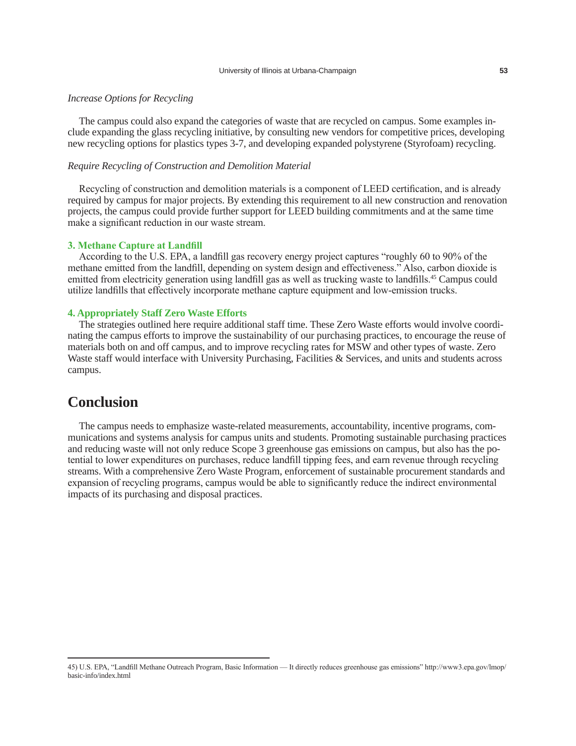*Increase Options for Recycling*

The campus could also expand the categories of waste that are recycled on campus. Some examples include expanding the glass recycling initiative, by consulting new vendors for competitive prices, developing new recycling options for plastics types 3-7, and developing expanded polystyrene (Styrofoam) recycling.

*Require Recycling of Construction and Demolition Material*

Recycling of construction and demolition materials is a component of LEED certification, and is already required by campus for major projects. By extending this requirement to all new construction and renovation projects, the campus could provide further support for LEED building commitments and at the same time make a significant reduction in our waste stream.

### 3. Methane Capture at Landfill

According to the U.S. EPA, a landfill gas recovery energy project captures "roughly 60 to 90% of the methane emitted from the landfill, depending on system design and effectiveness." Also, carbon dioxide is emitted from electricity generation using landfill gas as well as trucking waste to landfills.[45] Campus could utilize landfills that effectively incorporate methane capture equipment and low-emission trucks.

### 4. Appropriately Staff Zero Waste Efforts

The strategies outlined here require additional staff time. These Zero Waste efforts would involve coordinating the campus efforts to improve the sustainability of our purchasing practices, to encourage the reuse of materials both on and off campus, and to improve recycling rates for MSW and other types of waste. Zero Waste staff would interface with University Purchasing, Facilities & Services, and units and students across campus.

## Conclusion

The campus needs to emphasize waste-related measurements, accountability, incentive programs, communications and systems analysis for campus units and students. Promoting sustainable purchasing practices and reducing waste will not only reduce Scope 3 greenhouse gas emissions on campus, but also has the potential to lower expenditures on purchases, reduce landfill tipping fees, and earn revenue through recycling streams. With a comprehensive Zero Waste Program, enforcement of sustainable procurement standards and expansion of recycling programs, campus would be able to significantly reduce the indirect environmental impacts of its purchasing and disposal practices.

---

45) U.S. EPA, "Landfill Methane Outreach Program, Basic Information — It directly reduces greenhouse gas emissions" http://www3.epa.gov/lmop/basic-info/index.html